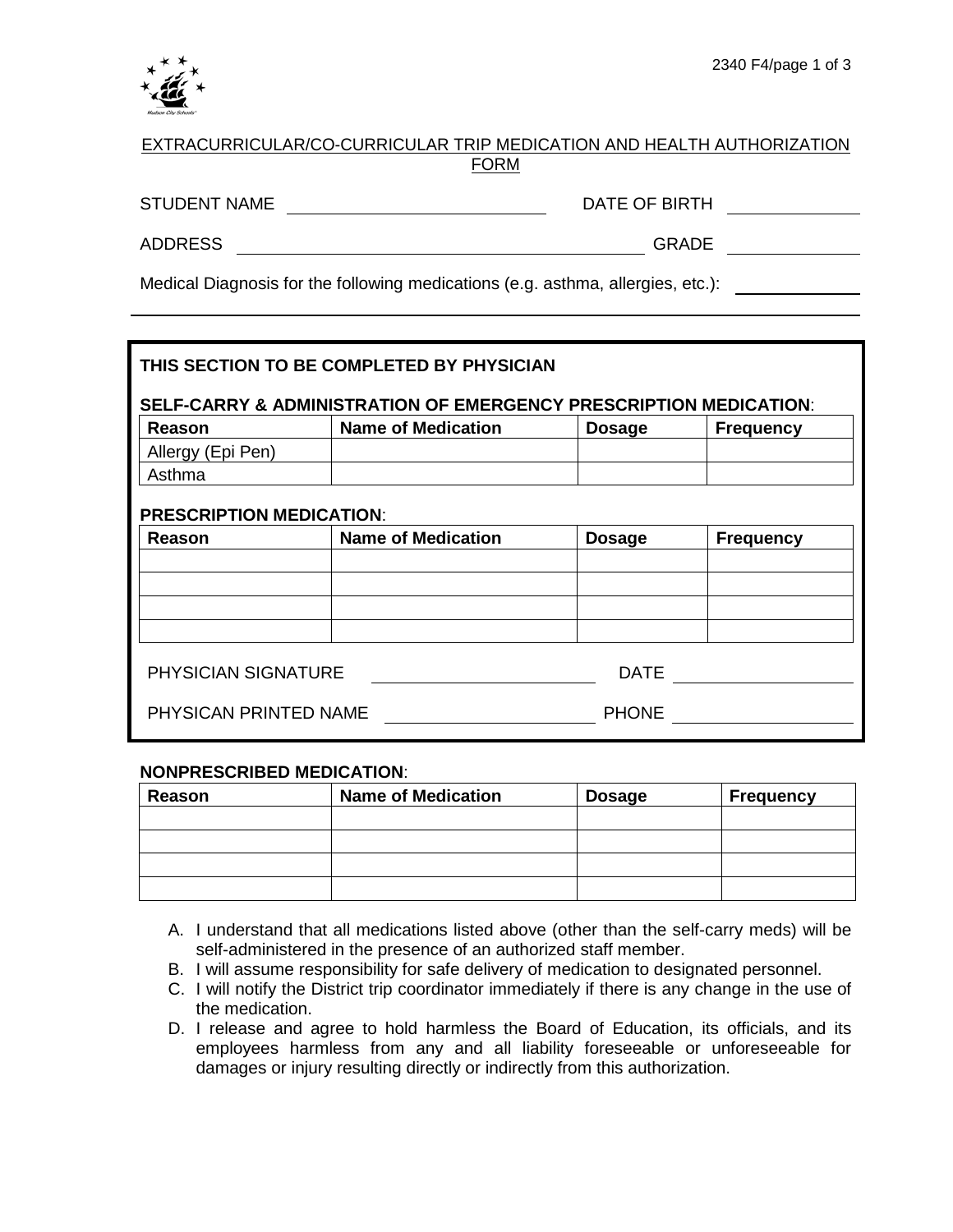EXTRACURRICULAR/CO-CURRICULAR TRIP MEDICATION AND HEALTH AUTHORIZATION FORM

STUDENT NAME ____________________ DATE OF BIRTH ____________

ADDRESS ________________________________ GRADE ____________

Medical Diagnosis for the following medications (e.g. asthma, allergies, etc.): ____________

---

**THIS SECTION TO BE COMPLETED BY PHYSICIAN**

**SELF-CARRY & ADMINISTRATION OF EMERGENCY PRESCRIPTION MEDICATION**:

| Reason | Name of Medication | Dosage | Frequency |
|---|---|---|---|
| Allergy (Epi Pen) | | | |
| Asthma | | | |

**PRESCRIPTION MEDICATION**:

| Reason | Name of Medication | Dosage | Frequency |
|---|---|---|---|
| | | | |
| | | | |
| | | | |
| | | | |

PHYSICIAN SIGNATURE ____________________ DATE ____________

PHYSICAN PRINTED NAME ____________________ PHONE ____________

**NONPRESCRIBED MEDICATION**:

| Reason | Name of Medication | Dosage | Frequency |
|---|---|---|---|
| | | | |
| | | | |
| | | | |
| | | | |

A. I understand that all medications listed above (other than the self-carry meds) will be self-administered in the presence of an authorized staff member.
B. I will assume responsibility for safe delivery of medication to designated personnel.
C. I will notify the District trip coordinator immediately if there is any change in the use of the medication.
D. I release and agree to hold harmless the Board of Education, its officials, and its employees harmless from any and all liability foreseeable or unforeseeable for damages or injury resulting directly or indirectly from this authorization.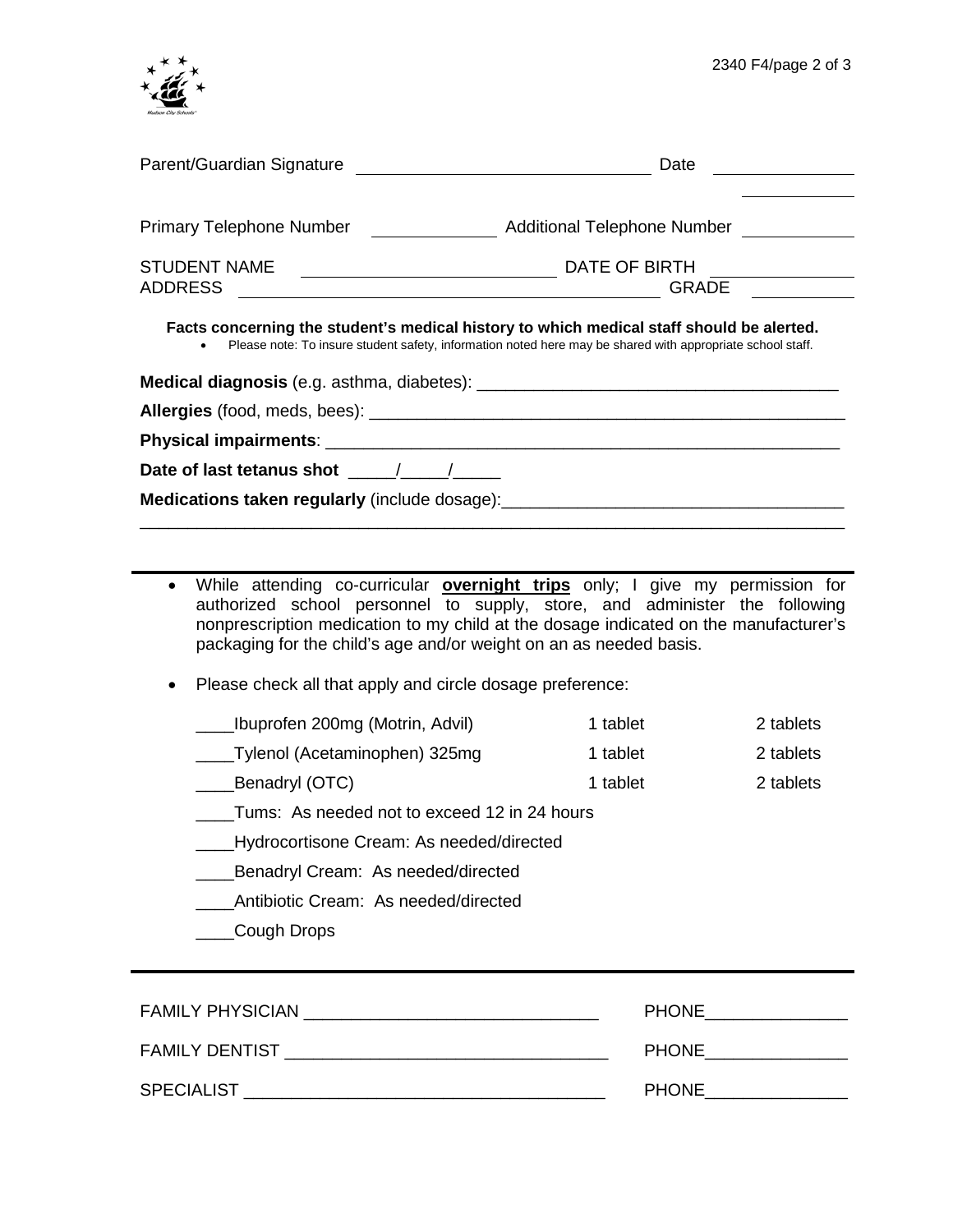Parent/Guardian Signature ______________________________ Date ______________

______________

Primary Telephone Number ____________ Additional Telephone Number ____________

STUDENT NAME __________________________ DATE OF BIRTH ______________
ADDRESS ________________________________________ GRADE __________

**Facts concerning the student's medical history to which medical staff should be alerted.**

- Please note: To insure student safety, information noted here may be shared with appropriate school staff.

**Medical diagnosis** (e.g. asthma, diabetes): _____________________________________

**Allergies** (food, meds, bees): __________________________________________________

**Physical impairments**: ______________________________________________________

**Date of last tetanus shot** _____/_____/_____

**Medications taken regularly** (include dosage):___________________________________

_____________________________________________________________________________

---

- While attending co-curricular **overnight trips** only; I give my permission for authorized school personnel to supply, store, and administer the following nonprescription medication to my child at the dosage indicated on the manufacturer's packaging for the child's age and/or weight on an as needed basis.

- Please check all that apply and circle dosage preference:

| | | |
|---|---|---|
| ____Ibuprofen 200mg (Motrin, Advil) | 1 tablet | 2 tablets |
| ____Tylenol (Acetaminophen) 325mg | 1 tablet | 2 tablets |
| ____Benadryl (OTC) | 1 tablet | 2 tablets |

____Tums: As needed not to exceed 12 in 24 hours

____Hydrocortisone Cream: As needed/directed

____Benadryl Cream: As needed/directed

____Antibiotic Cream: As needed/directed

____Cough Drops

---

FAMILY PHYSICIAN ______________________________ PHONE_______________

FAMILY DENTIST _________________________________ PHONE_______________

SPECIALIST _____________________________________ PHONE_______________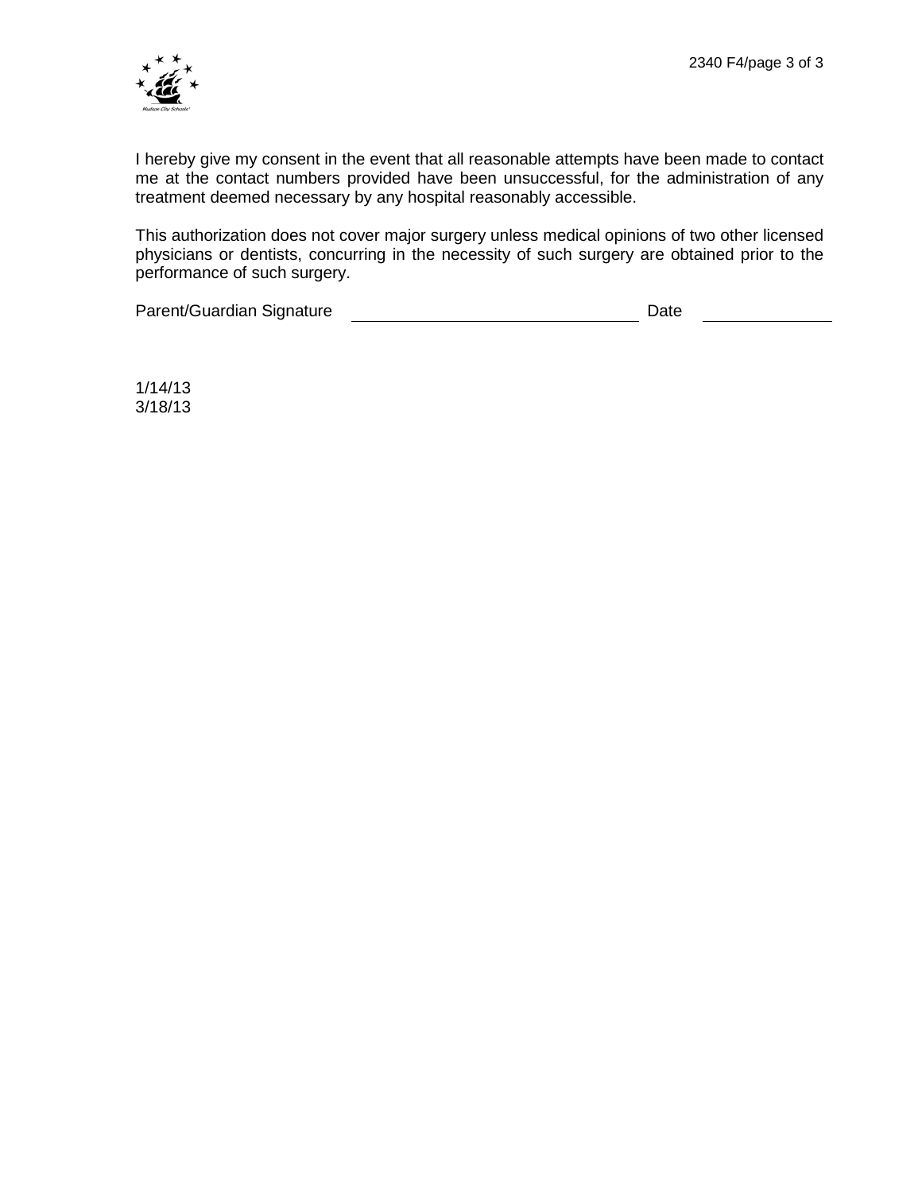I hereby give my consent in the event that all reasonable attempts have been made to contact me at the contact numbers provided have been unsuccessful, for the administration of any treatment deemed necessary by any hospital reasonably accessible.

This authorization does not cover major surgery unless medical opinions of two other licensed physicians or dentists, concurring in the necessity of such surgery are obtained prior to the performance of such surgery.

Parent/Guardian Signature ______________________________ Date ______________

1/14/13
3/18/13